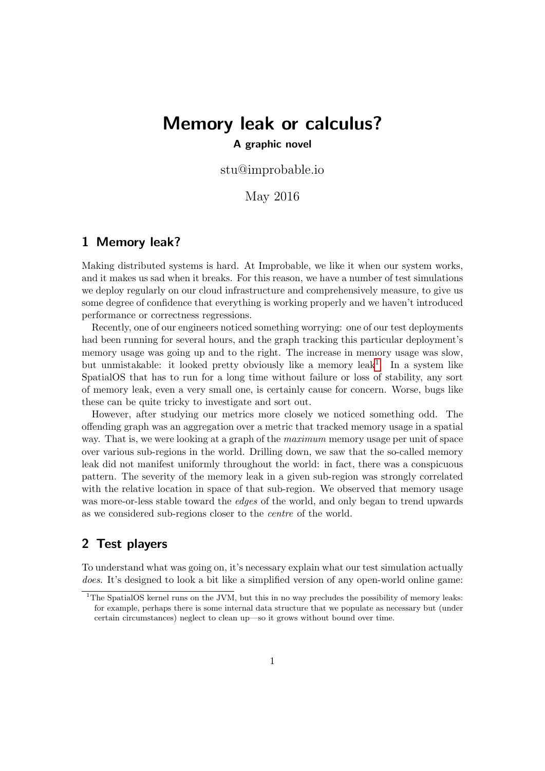# Memory leak or calculus?

**A graphic novel**

stu@improbable.io

May 2016

## 1 Memory leak?

Making distributed systems is hard. At Improbable, we like it when our system works, and it makes us sad when it breaks. For this reason, we have a number of test simulations we deploy regularly on our cloud infrastructure and comprehensively measure, to give us some degree of confidence that everything is working properly and we haven't introduced performance or correctness regressions.

Recently, one of our engineers noticed something worrying: one of our test deployments had been running for several hours, and the graph tracking this particular deployment's memory usage was going up and to the right. The increase in memory usage was slow, but unmistakable: it looked pretty obviously like a memory leak[1]. In a system like SpatialOS that has to run for a long time without failure or loss of stability, any sort of memory leak, even a very small one, is certainly cause for concern. Worse, bugs like these can be quite tricky to investigate and sort out.

However, after studying our metrics more closely we noticed something odd. The offending graph was an aggregation over a metric that tracked memory usage in a spatial way. That is, we were looking at a graph of the *maximum* memory usage per unit of space over various sub-regions in the world. Drilling down, we saw that the so-called memory leak did not manifest uniformly throughout the world: in fact, there was a conspicuous pattern. The severity of the memory leak in a given sub-region was strongly correlated with the relative location in space of that sub-region. We observed that memory usage was more-or-less stable toward the *edges* of the world, and only began to trend upwards as we considered sub-regions closer to the *centre* of the world.

## 2 Test players

To understand what was going on, it's necessary explain what our test simulation actually *does*. It's designed to look a bit like a simplified version of any open-world online game:

[1] The SpatialOS kernel runs on the JVM, but this in no way precludes the possibility of memory leaks: for example, perhaps there is some internal data structure that we populate as necessary but (under certain circumstances) neglect to clean up—so it grows without bound over time.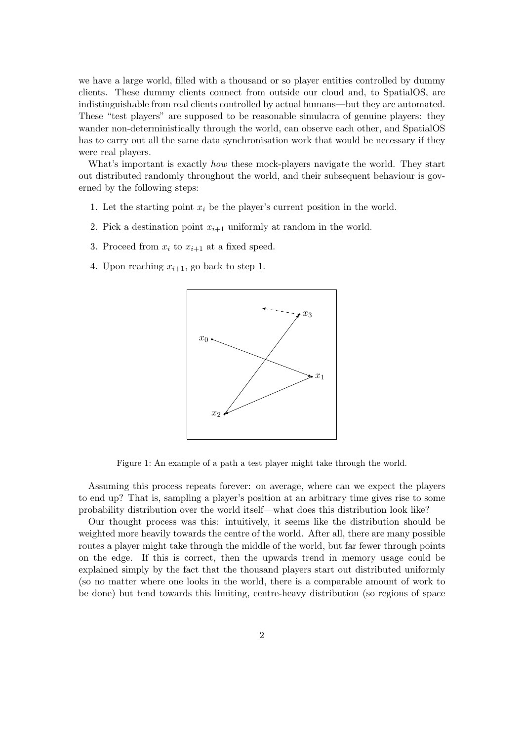we have a large world, filled with a thousand or so player entities controlled by dummy clients. These dummy clients connect from outside our cloud and, to SpatialOS, are indistinguishable from real clients controlled by actual humans—but they are automated. These "test players" are supposed to be reasonable simulacra of genuine players: they wander non-deterministically through the world, can observe each other, and SpatialOS has to carry out all the same data synchronisation work that would be necessary if they were real players.

What's important is exactly *how* these mock-players navigate the world. They start out distributed randomly throughout the world, and their subsequent behaviour is governed by the following steps:

1. Let the starting point $x_i$ be the player's current position in the world.
2. Pick a destination point $x_{i+1}$ uniformly at random in the world.
3. Proceed from $x_i$ to $x_{i+1}$ at a fixed speed.
4. Upon reaching $x_{i+1}$, go back to step 1.

Figure 1: An example of a path a test player might take through the world.

Assuming this process repeats forever: on average, where can we expect the players to end up? That is, sampling a player's position at an arbitrary time gives rise to some probability distribution over the world itself—what does this distribution look like?

Our thought process was this: intuitively, it seems like the distribution should be weighted more heavily towards the centre of the world. After all, there are many possible routes a player might take through the middle of the world, but far fewer through points on the edge. If this is correct, then the upwards trend in memory usage could be explained simply by the fact that the thousand players start out distributed uniformly (so no matter where one looks in the world, there is a comparable amount of work to be done) but tend towards this limiting, centre-heavy distribution (so regions of space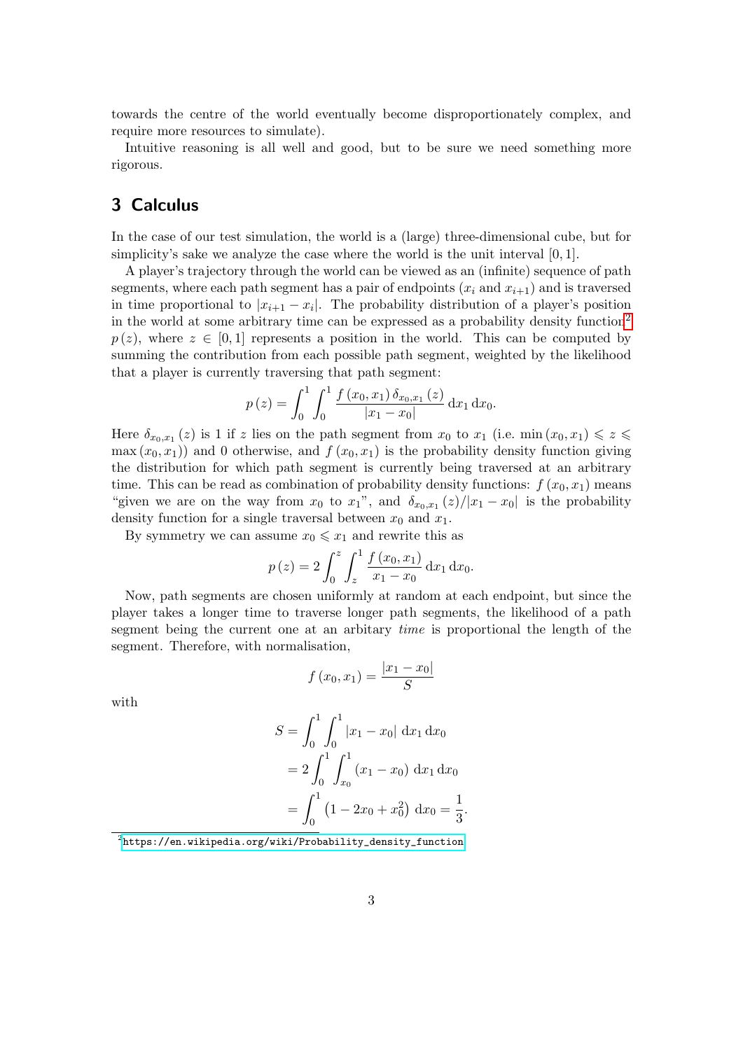towards the centre of the world eventually become disproportionately complex, and require more resources to simulate).

Intuitive reasoning is all well and good, but to be sure we need something more rigorous.

## 3 Calculus

In the case of our test simulation, the world is a (large) three-dimensional cube, but for simplicity's sake we analyze the case where the world is the unit interval $[0, 1]$.

A player's trajectory through the world can be viewed as an (infinite) sequence of path segments, where each path segment has a pair of endpoints ($x_i$ and $x_{i+1}$) and is traversed in time proportional to $|x_{i+1} - x_i|$. The probability distribution of a player's position in the world at some arbitrary time can be expressed as a probability density function[2] $p(z)$, where $z \in [0, 1]$ represents a position in the world. This can be computed by summing the contribution from each possible path segment, weighted by the likelihood that a player is currently traversing that path segment:

$$p(z) = \int_0^1 \int_0^1 \frac{f(x_0, x_1)\, \delta_{x_0,x_1}(z)}{|x_1 - x_0|}\, \mathrm{d}x_1\, \mathrm{d}x_0.$$

Here $\delta_{x_0,x_1}(z)$ is 1 if $z$ lies on the path segment from $x_0$ to $x_1$ (i.e. $\min(x_0, x_1) \leqslant z \leqslant \max(x_0, x_1)$) and 0 otherwise, and $f(x_0, x_1)$ is the probability density function giving the distribution for which path segment is currently being traversed at an arbitrary time. This can be read as combination of probability density functions: $f(x_0, x_1)$ means "given we are on the way from $x_0$ to $x_1$", and $\delta_{x_0,x_1}(z)/|x_1 - x_0|$ is the probability density function for a single traversal between $x_0$ and $x_1$.

By symmetry we can assume $x_0 \leqslant x_1$ and rewrite this as

$$p(z) = 2 \int_0^z \int_z^1 \frac{f(x_0, x_1)}{x_1 - x_0}\, \mathrm{d}x_1\, \mathrm{d}x_0.$$

Now, path segments are chosen uniformly at random at each endpoint, but since the player takes a longer time to traverse longer path segments, the likelihood of a path segment being the current one at an arbitary *time* is proportional the length of the segment. Therefore, with normalisation,

$$f(x_0, x_1) = \frac{|x_1 - x_0|}{S}$$

with

$$\begin{aligned} S &= \int_0^1 \int_0^1 |x_1 - x_0|\, \mathrm{d}x_1\, \mathrm{d}x_0 \\ &= 2 \int_0^1 \int_{x_0}^1 (x_1 - x_0)\, \mathrm{d}x_1\, \mathrm{d}x_0 \\ &= \int_0^1 \left(1 - 2x_0 + x_0^2\right)\, \mathrm{d}x_0 = \frac{1}{3}. \end{aligned}$$

[2] https://en.wikipedia.org/wiki/Probability_density_function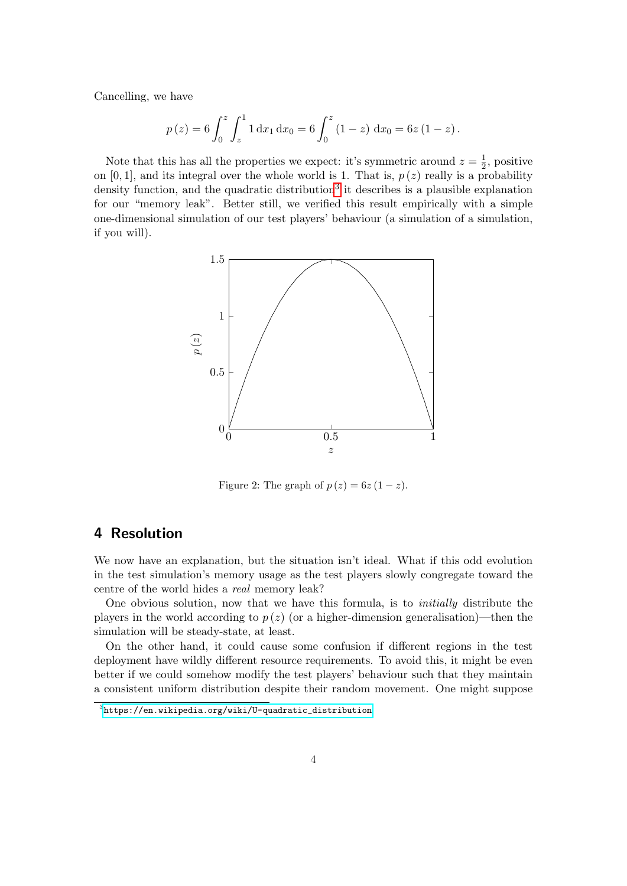Cancelling, we have

$$p(z) = 6\int_0^z \int_z^1 1 \, \mathrm{d}x_1 \, \mathrm{d}x_0 = 6\int_0^z (1-z) \, \mathrm{d}x_0 = 6z(1-z).$$

Note that this has all the properties we expect: it's symmetric around $z = \frac{1}{2}$, positive on $[0, 1]$, and its integral over the whole world is 1. That is, $p(z)$ really is a probability density function, and the quadratic distribution[3] it describes is a plausible explanation for our "memory leak". Better still, we verified this result empirically with a simple one-dimensional simulation of our test players' behaviour (a simulation of a simulation, if you will).

Figure 2: The graph of $p(z) = 6z(1-z)$.

## 4 Resolution

We now have an explanation, but the situation isn't ideal. What if this odd evolution in the test simulation's memory usage as the test players slowly congregate toward the centre of the world hides a *real* memory leak?

One obvious solution, now that we have this formula, is to *initially* distribute the players in the world according to $p(z)$ (or a higher-dimension generalisation)—then the simulation will be steady-state, at least.

On the other hand, it could cause some confusion if different regions in the test deployment have wildly different resource requirements. To avoid this, it might be even better if we could somehow modify the test players' behaviour such that they maintain a consistent uniform distribution despite their random movement. One might suppose

[3] https://en.wikipedia.org/wiki/U-quadratic_distribution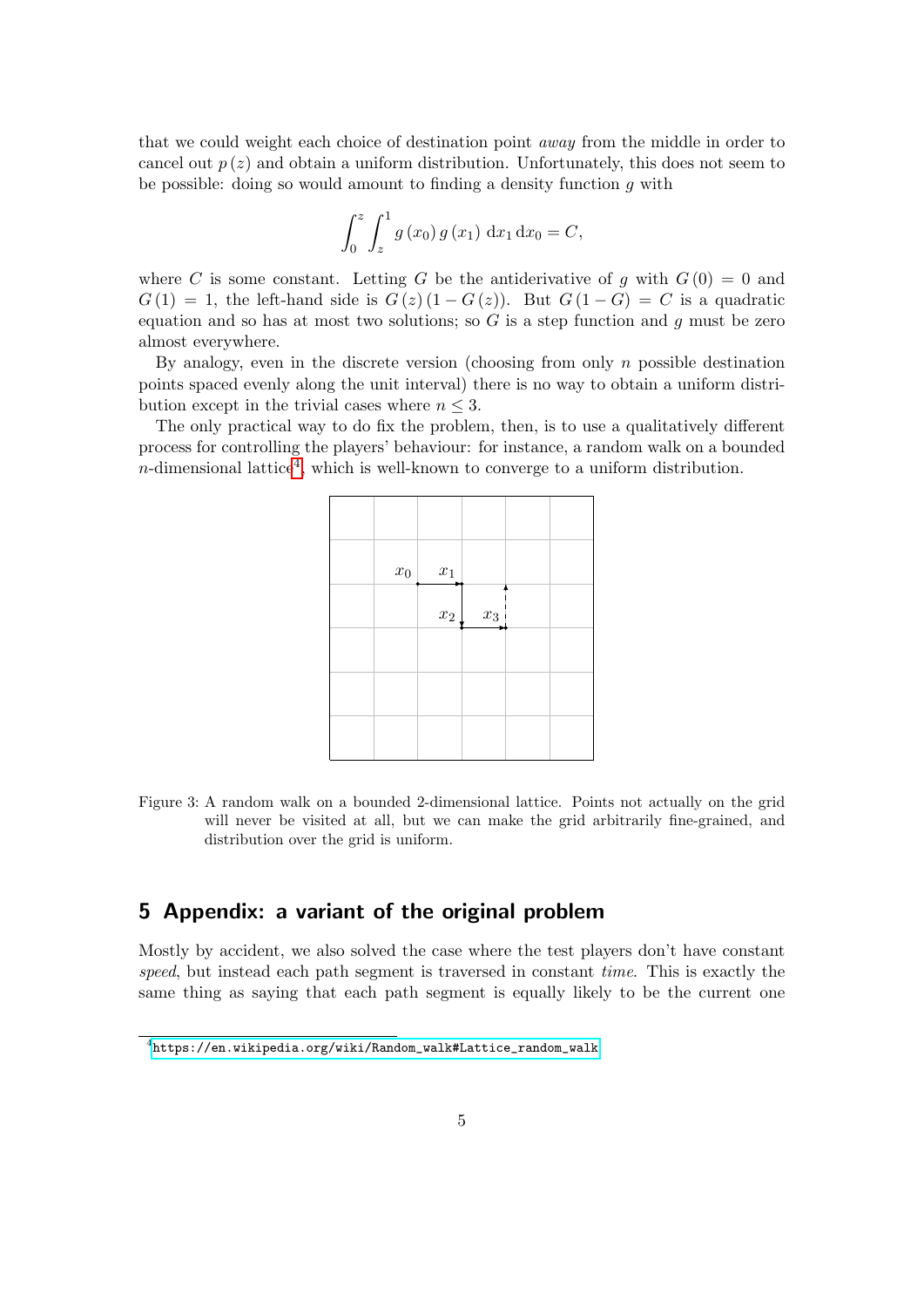that we could weight each choice of destination point *away* from the middle in order to cancel out $p(z)$ and obtain a uniform distribution. Unfortunately, this does not seem to be possible: doing so would amount to finding a density function $g$ with

$$\int_0^z \int_z^1 g(x_0)\, g(x_1)\, \mathrm{d}x_1\, \mathrm{d}x_0 = C,$$

where $C$ is some constant. Letting $G$ be the antiderivative of $g$ with $G(0) = 0$ and $G(1) = 1$, the left-hand side is $G(z)(1 - G(z))$. But $G(1 - G) = C$ is a quadratic equation and so has at most two solutions; so $G$ is a step function and $g$ must be zero almost everywhere.

By analogy, even in the discrete version (choosing from only $n$ possible destination points spaced evenly along the unit interval) there is no way to obtain a uniform distribution except in the trivial cases where $n \leq 3$.

The only practical way to do fix the problem, then, is to use a qualitatively different process for controlling the players' behaviour: for instance, a random walk on a bounded $n$-dimensional lattice[4], which is well-known to converge to a uniform distribution.

Figure 3: A random walk on a bounded 2-dimensional lattice. Points not actually on the grid will never be visited at all, but we can make the grid arbitrarily fine-grained, and distribution over the grid is uniform.

## 5 Appendix: a variant of the original problem

Mostly by accident, we also solved the case where the test players don't have constant *speed*, but instead each path segment is traversed in constant *time*. This is exactly the same thing as saying that each path segment is equally likely to be the current one

[4] https://en.wikipedia.org/wiki/Random_walk#Lattice_random_walk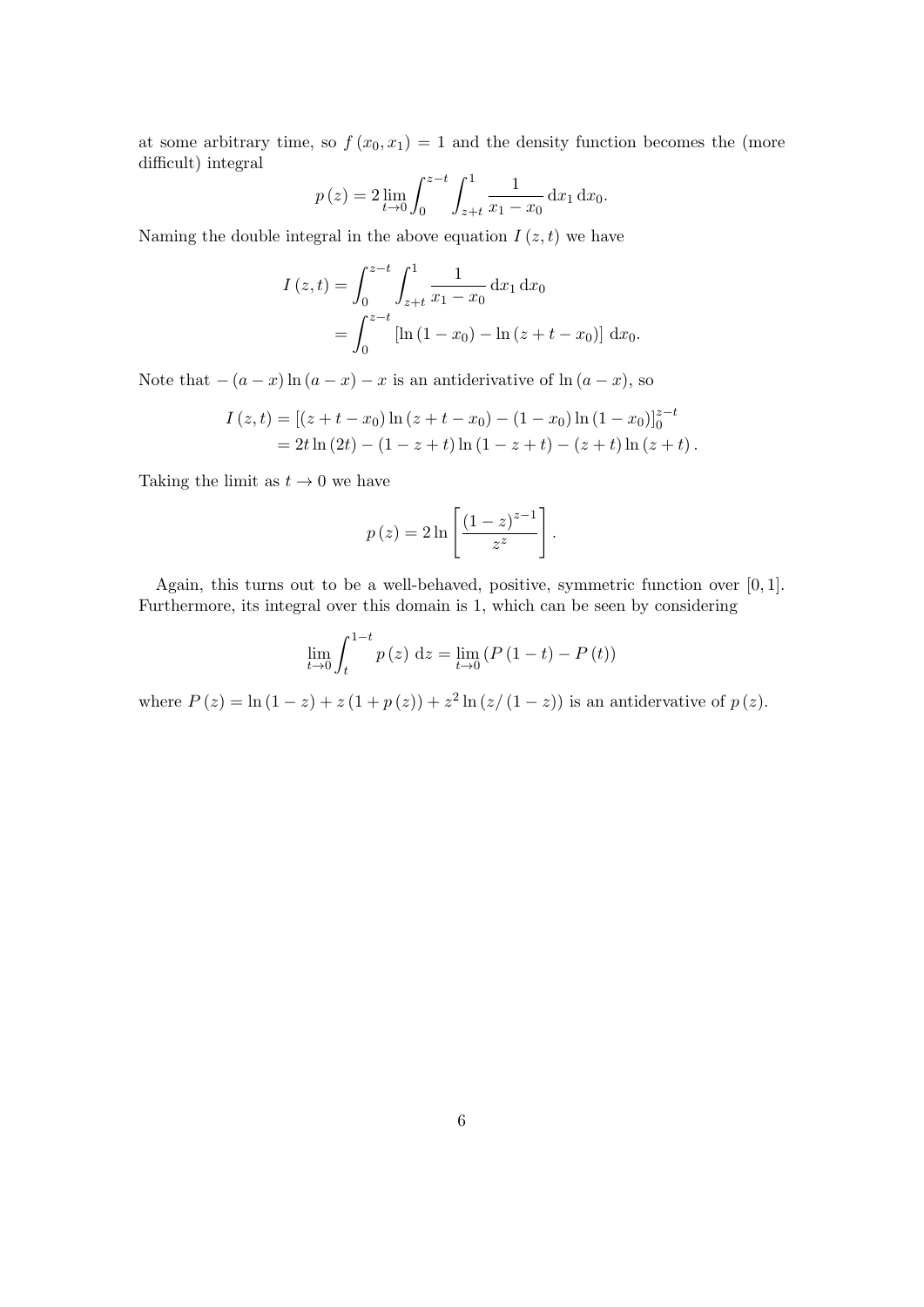at some arbitrary time, so $f(x_0, x_1) = 1$ and the density function becomes the (more difficult) integral

$$p(z) = 2 \lim_{t \to 0} \int_0^{z-t} \int_{z+t}^{1} \frac{1}{x_1 - x_0} \, \mathrm{d}x_1 \, \mathrm{d}x_0.$$

Naming the double integral in the above equation $I(z, t)$ we have

$$\begin{aligned} I(z,t) &= \int_0^{z-t} \int_{z+t}^{1} \frac{1}{x_1 - x_0} \, \mathrm{d}x_1 \, \mathrm{d}x_0 \\ &= \int_0^{z-t} \left[ \ln(1 - x_0) - \ln(z + t - x_0) \right] \, \mathrm{d}x_0. \end{aligned}$$

Note that $-(a-x)\ln(a-x) - x$ is an antiderivative of $\ln(a-x)$, so

$$\begin{aligned} I(z,t) &= \left[ (z + t - x_0) \ln(z + t - x_0) - (1 - x_0) \ln(1 - x_0) \right]_0^{z-t} \\ &= 2t \ln(2t) - (1 - z + t) \ln(1 - z + t) - (z + t) \ln(z + t). \end{aligned}$$

Taking the limit as $t \to 0$ we have

$$p(z) = 2 \ln \left[ \frac{(1-z)^{z-1}}{z^z} \right].$$

Again, this turns out to be a well-behaved, positive, symmetric function over $[0, 1]$. Furthermore, its integral over this domain is 1, which can be seen by considering

$$\lim_{t \to 0} \int_t^{1-t} p(z) \, \mathrm{d}z = \lim_{t \to 0} \left( P(1 - t) - P(t) \right)$$

where $P(z) = \ln(1 - z) + z(1 + p(z)) + z^2 \ln(z/(1 - z))$ is an antidervative of $p(z)$.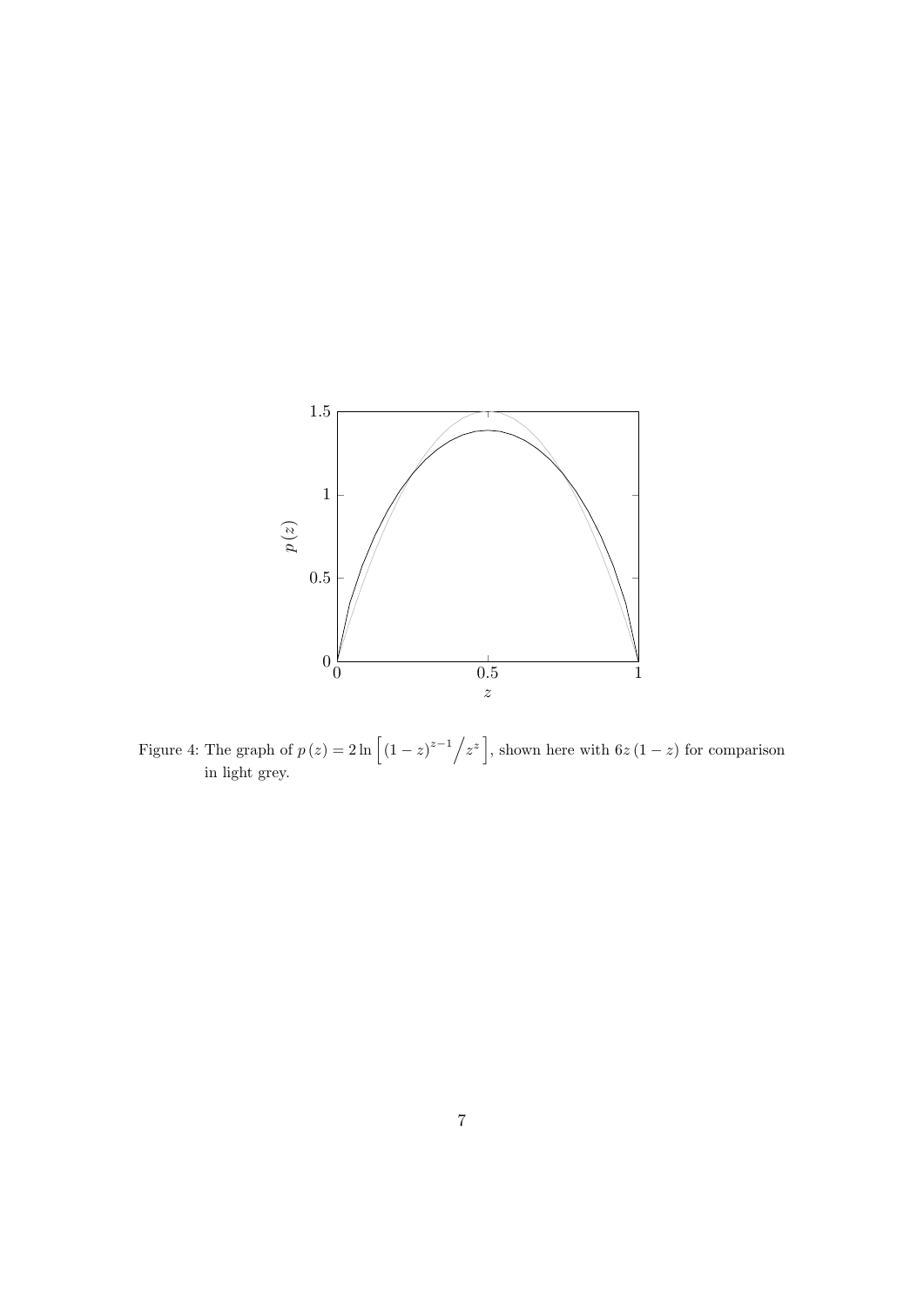1.5

1

0.5

0

$p(z)$

0

0.5

1

$z$

Figure 4: The graph of $p(z) = 2\ln\left[(1-z)^{z-1}\Big/z^z\right]$, shown here with $6z(1-z)$ for comparison in light grey.